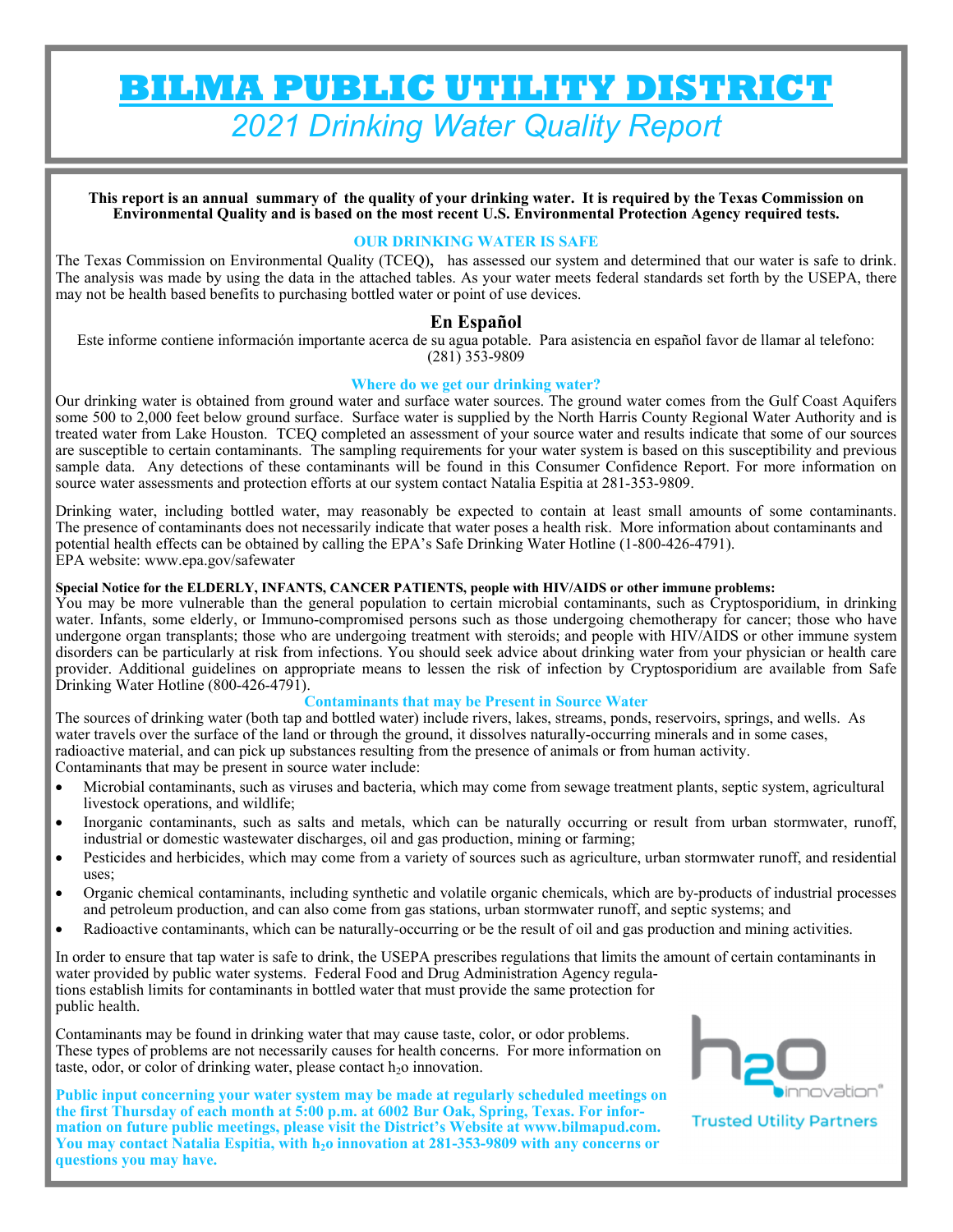# BILMA PUBLIC UTILITY DISTRICT

## *2021 Drinking Water Quality Report*

**This report is an annual summary of the quality of your drinking water. It is required by the Texas Commission on Environmental Quality and is based on the most recent U.S. Environmental Protection Agency required tests.**

### OUR DRINKING WATER IS SAFE

The Texas Commission on Environmental Quality (TCEQ), has assessed our system and determined that our water is safe to drink. The analysis was made by using the data in the attached tables. As your water meets federal standards set forth by the USEPA, there may not be health based benefits to purchasing bottled water or point of use devices.

### En Español

Este informe contiene información importante acerca de su agua potable. Para asistencia en español favor de llamar al telefono: (281) 353-9809

### Where do we get our drinking water?

Our drinking water is obtained from ground water and surface water sources. The ground water comes from the Gulf Coast Aquifers some 500 to 2,000 feet below ground surface. Surface water is supplied by the North Harris County Regional Water Authority and is treated water from Lake Houston. TCEQ completed an assessment of your source water and results indicate that some of our sources are susceptible to certain contaminants. The sampling requirements for your water system is based on this susceptibility and previous sample data. Any detections of these contaminants will be found in this Consumer Confidence Report. For more information on source water assessments and protection efforts at our system contact Natalia Espitia at 281-353-9809.

Drinking water, including bottled water, may reasonably be expected to contain at least small amounts of some contaminants. The presence of contaminants does not necessarily indicate that water poses a health risk. More information about contaminants and potential health effects can be obtained by calling the EPA's Safe Drinking Water Hotline (1-800-426-4791).
EPA website: www.epa.gov/safewater

**Special Notice for the ELDERLY, INFANTS, CANCER PATIENTS, people with HIV/AIDS or other immune problems:**
You may be more vulnerable than the general population to certain microbial contaminants, such as Cryptosporidium, in drinking water. Infants, some elderly, or Immuno-compromised persons such as those undergoing chemotherapy for cancer; those who have undergone organ transplants; those who are undergoing treatment with steroids; and people with HIV/AIDS or other immune system disorders can be particularly at risk from infections. You should seek advice about drinking water from your physician or health care provider. Additional guidelines on appropriate means to lessen the risk of infection by Cryptosporidium are available from Safe Drinking Water Hotline (800-426-4791).

### Contaminants that may be Present in Source Water

The sources of drinking water (both tap and bottled water) include rivers, lakes, streams, ponds, reservoirs, springs, and wells. As water travels over the surface of the land or through the ground, it dissolves naturally-occurring minerals and in some cases, radioactive material, and can pick up substances resulting from the presence of animals or from human activity.
Contaminants that may be present in source water include:

- Microbial contaminants, such as viruses and bacteria, which may come from sewage treatment plants, septic system, agricultural livestock operations, and wildlife;
- Inorganic contaminants, such as salts and metals, which can be naturally occurring or result from urban stormwater, runoff, industrial or domestic wastewater discharges, oil and gas production, mining or farming;
- Pesticides and herbicides, which may come from a variety of sources such as agriculture, urban stormwater runoff, and residential uses;
- Organic chemical contaminants, including synthetic and volatile organic chemicals, which are by-products of industrial processes and petroleum production, and can also come from gas stations, urban stormwater runoff, and septic systems; and
- Radioactive contaminants, which can be naturally-occurring or be the result of oil and gas production and mining activities.

In order to ensure that tap water is safe to drink, the USEPA prescribes regulations that limits the amount of certain contaminants in water provided by public water systems. Federal Food and Drug Administration Agency regulations establish limits for contaminants in bottled water that must provide the same protection for public health.

Contaminants may be found in drinking water that may cause taste, color, or odor problems. These types of problems are not necessarily causes for health concerns. For more information on taste, odor, or color of drinking water, please contact $h_2o$ innovation.

**Public input concerning your water system may be made at regularly scheduled meetings on the first Thursday of each month at 5:00 p.m. at 6002 Bur Oak, Spring, Texas. For information on future public meetings, please visit the District's Website at www.bilmapud.com. You may contact Natalia Espitia, with $h_2o$ innovation at 281-353-9809 with any concerns or questions you may have.**

h2o innovation® Trusted Utility Partners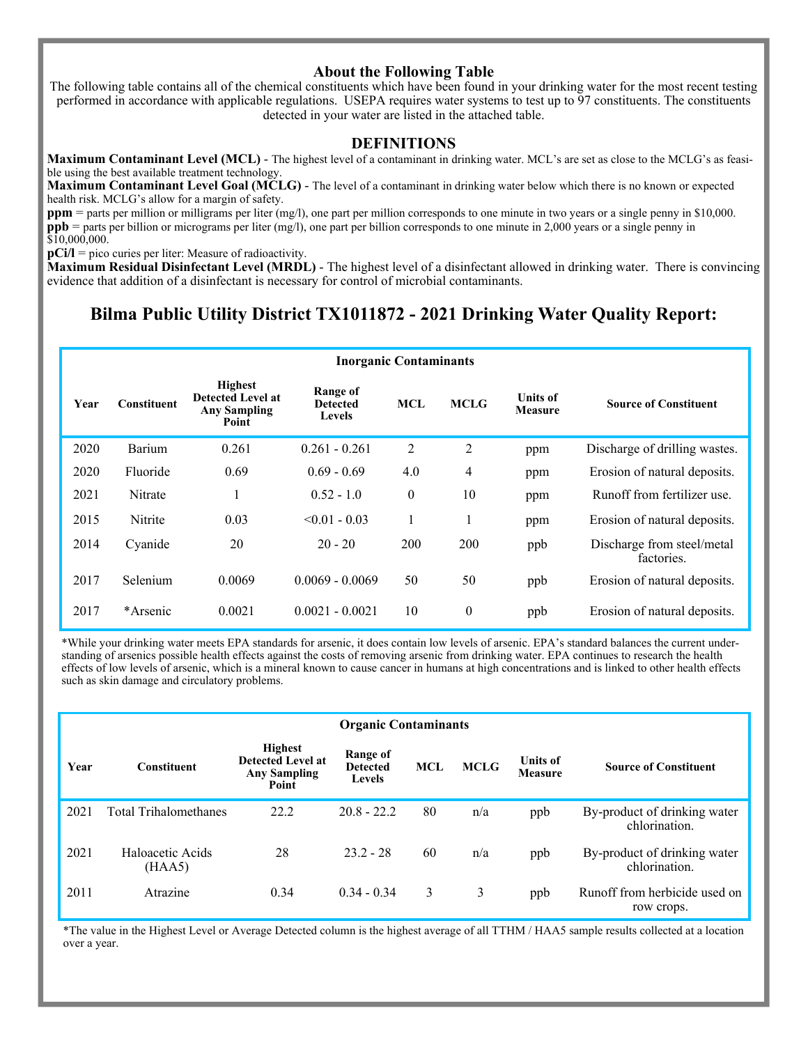## About the Following Table

The following table contains all of the chemical constituents which have been found in your drinking water for the most recent testing performed in accordance with applicable regulations. USEPA requires water systems to test up to 97 constituents. The constituents detected in your water are listed in the attached table.

## DEFINITIONS

**Maximum Contaminant Level (MCL)** - The highest level of a contaminant in drinking water. MCL's are set as close to the MCLG's as feasible using the best available treatment technology.
**Maximum Contaminant Level Goal (MCLG)** - The level of a contaminant in drinking water below which there is no known or expected health risk. MCLG's allow for a margin of safety.
**ppm** = parts per million or milligrams per liter (mg/l), one part per million corresponds to one minute in two years or a single penny in $10,000.
**ppb** = parts per billion or micrograms per liter (mg/l), one part per billion corresponds to one minute in 2,000 years or a single penny in $10,000,000.
**pCi/l** = pico curies per liter: Measure of radioactivity.
**Maximum Residual Disinfectant Level (MRDL)** - The highest level of a disinfectant allowed in drinking water. There is convincing evidence that addition of a disinfectant is necessary for control of microbial contaminants.

# Bilma Public Utility District TX1011872 - 2021 Drinking Water Quality Report:

**Inorganic Contaminants**

| Year | Constituent | Highest Detected Level at Any Sampling Point | Range of Detected Levels | MCL | MCLG | Units of Measure | Source of Constituent |
|---|---|---|---|---|---|---|---|
| 2020 | Barium | 0.261 | 0.261 - 0.261 | 2 | 2 | ppm | Discharge of drilling wastes. |
| 2020 | Fluoride | 0.69 | 0.69 - 0.69 | 4.0 | 4 | ppm | Erosion of natural deposits. |
| 2021 | Nitrate | 1 | 0.52 - 1.0 | 0 | 10 | ppm | Runoff from fertilizer use. |
| 2015 | Nitrite | 0.03 | <0.01 - 0.03 | 1 | 1 | ppm | Erosion of natural deposits. |
| 2014 | Cyanide | 20 | 20 - 20 | 200 | 200 | ppb | Discharge from steel/metal factories. |
| 2017 | Selenium | 0.0069 | 0.0069 - 0.0069 | 50 | 50 | ppb | Erosion of natural deposits. |
| 2017 | *Arsenic | 0.0021 | 0.0021 - 0.0021 | 10 | 0 | ppb | Erosion of natural deposits. |

*While your drinking water meets EPA standards for arsenic, it does contain low levels of arsenic. EPA's standard balances the current understanding of arsenics possible health effects against the costs of removing arsenic from drinking water. EPA continues to research the health effects of low levels of arsenic, which is a mineral known to cause cancer in humans at high concentrations and is linked to other health effects such as skin damage and circulatory problems.

**Organic Contaminants**

| Year | Constituent | Highest Detected Level at Any Sampling Point | Range of Detected Levels | MCL | MCLG | Units of Measure | Source of Constituent |
|---|---|---|---|---|---|---|---|
| 2021 | Total Trihalomethanes | 22.2 | 20.8 - 22.2 | 80 | n/a | ppb | By-product of drinking water chlorination. |
| 2021 | Haloacetic Acids (HAA5) | 28 | 23.2 - 28 | 60 | n/a | ppb | By-product of drinking water chlorination. |
| 2011 | Atrazine | 0.34 | 0.34 - 0.34 | 3 | 3 | ppb | Runoff from herbicide used on row crops. |

*The value in the Highest Level or Average Detected column is the highest average of all TTHM / HAA5 sample results collected at a location over a year.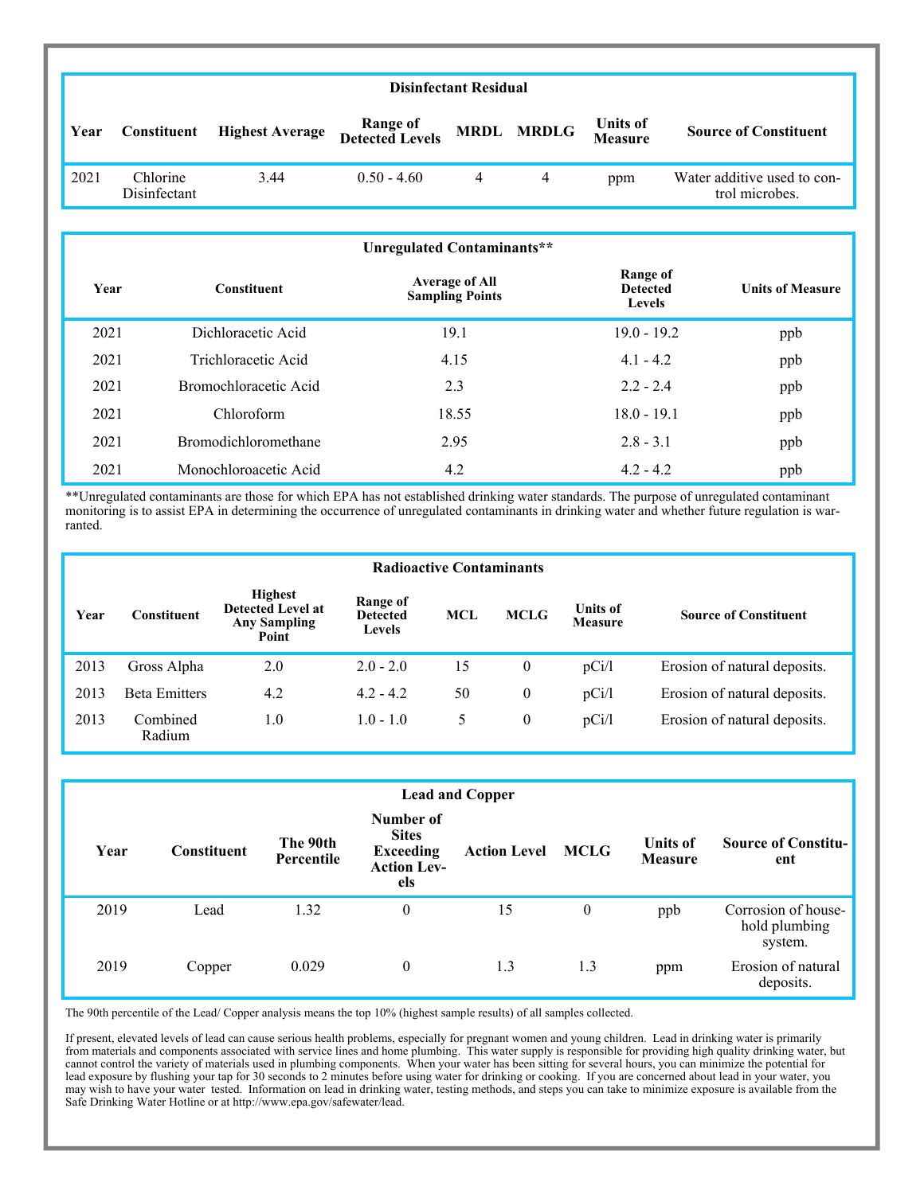| Disinfectant Residual | | | | | | | |
|---|---|---|---|---|---|---|---|
| **Year** | **Constituent** | **Highest Average** | **Range of Detected Levels** | **MRDL** | **MRDLG** | **Units of Measure** | **Source of Constituent** |
| 2021 | Chlorine Disinfectant | 3.44 | 0.50 - 4.60 | 4 | 4 | ppm | Water additive used to control microbes. |

| Unregulated Contaminants** | | | | |
|---|---|---|---|---|
| **Year** | **Constituent** | **Average of All Sampling Points** | **Range of Detected Levels** | **Units of Measure** |
| 2021 | Dichloracetic Acid | 19.1 | 19.0 - 19.2 | ppb |
| 2021 | Trichloracetic Acid | 4.15 | 4.1 - 4.2 | ppb |
| 2021 | Bromochloracetic Acid | 2.3 | 2.2 - 2.4 | ppb |
| 2021 | Chloroform | 18.55 | 18.0 - 19.1 | ppb |
| 2021 | Bromodichloromethane | 2.95 | 2.8 - 3.1 | ppb |
| 2021 | Monochloroacetic Acid | 4.2 | 4.2 - 4.2 | ppb |

**Unregulated contaminants are those for which EPA has not established drinking water standards. The purpose of unregulated contaminant monitoring is to assist EPA in determining the occurrence of unregulated contaminants in drinking water and whether future regulation is warranted.

| Radioactive Contaminants | | | | | | | |
|---|---|---|---|---|---|---|---|
| **Year** | **Constituent** | **Highest Detected Level at Any Sampling Point** | **Range of Detected Levels** | **MCL** | **MCLG** | **Units of Measure** | **Source of Constituent** |
| 2013 | Gross Alpha | 2.0 | 2.0 - 2.0 | 15 | 0 | pCi/l | Erosion of natural deposits. |
| 2013 | Beta Emitters | 4.2 | 4.2 - 4.2 | 50 | 0 | pCi/l | Erosion of natural deposits. |
| 2013 | Combined Radium | 1.0 | 1.0 - 1.0 | 5 | 0 | pCi/l | Erosion of natural deposits. |

| Lead and Copper | | | | | | | |
|---|---|---|---|---|---|---|---|
| **Year** | **Constituent** | **The 90th Percentile** | **Number of Sites Exceeding Action Levels** | **Action Level** | **MCLG** | **Units of Measure** | **Source of Constituent** |
| 2019 | Lead | 1.32 | 0 | 15 | 0 | ppb | Corrosion of household plumbing system. |
| 2019 | Copper | 0.029 | 0 | 1.3 | 1.3 | ppm | Erosion of natural deposits. |

The 90th percentile of the Lead/ Copper analysis means the top 10% (highest sample results) of all samples collected.

If present, elevated levels of lead can cause serious health problems, especially for pregnant women and young children. Lead in drinking water is primarily from materials and components associated with service lines and home plumbing. This water supply is responsible for providing high quality drinking water, but cannot control the variety of materials used in plumbing components. When your water has been sitting for several hours, you can minimize the potential for lead exposure by flushing your tap for 30 seconds to 2 minutes before using water for drinking or cooking. If you are concerned about lead in your water, you may wish to have your water tested. Information on lead in drinking water, testing methods, and steps you can take to minimize exposure is available from the Safe Drinking Water Hotline or at http://www.epa.gov/safewater/lead.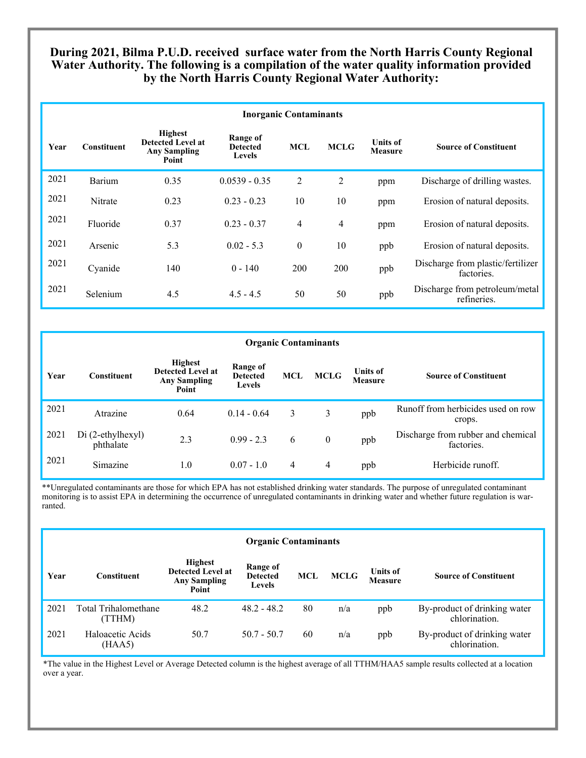**During 2021, Bilma P.U.D. received surface water from the North Harris County Regional Water Authority. The following is a compilation of the water quality information provided by the North Harris County Regional Water Authority:**

**Inorganic Contaminants**

| Year | Constituent | Highest Detected Level at Any Sampling Point | Range of Detected Levels | MCL | MCLG | Units of Measure | Source of Constituent |
|---|---|---|---|---|---|---|---|
| 2021 | Barium | 0.35 | 0.0539 - 0.35 | 2 | 2 | ppm | Discharge of drilling wastes. |
| 2021 | Nitrate | 0.23 | 0.23 - 0.23 | 10 | 10 | ppm | Erosion of natural deposits. |
| 2021 | Fluoride | 0.37 | 0.23 - 0.37 | 4 | 4 | ppm | Erosion of natural deposits. |
| 2021 | Arsenic | 5.3 | 0.02 - 5.3 | 0 | 10 | ppb | Erosion of natural deposits. |
| 2021 | Cyanide | 140 | 0 - 140 | 200 | 200 | ppb | Discharge from plastic/fertilizer factories. |
| 2021 | Selenium | 4.5 | 4.5 - 4.5 | 50 | 50 | ppb | Discharge from petroleum/metal refineries. |

**Organic Contaminants**

| Year | Constituent | Highest Detected Level at Any Sampling Point | Range of Detected Levels | MCL | MCLG | Units of Measure | Source of Constituent |
|---|---|---|---|---|---|---|---|
| 2021 | Atrazine | 0.64 | 0.14 - 0.64 | 3 | 3 | ppb | Runoff from herbicides used on row crops. |
| 2021 | Di (2-ethylhexyl) phthalate | 2.3 | 0.99 - 2.3 | 6 | 0 | ppb | Discharge from rubber and chemical factories. |
| 2021 | Simazine | 1.0 | 0.07 - 1.0 | 4 | 4 | ppb | Herbicide runoff. |

**Unregulated contaminants are those for which EPA has not established drinking water standards. The purpose of unregulated contaminant monitoring is to assist EPA in determining the occurrence of unregulated contaminants in drinking water and whether future regulation is warranted.

**Organic Contaminants**

| Year | Constituent | Highest Detected Level at Any Sampling Point | Range of Detected Levels | MCL | MCLG | Units of Measure | Source of Constituent |
|---|---|---|---|---|---|---|---|
| 2021 | Total Trihalomethane (TTHM) | 48.2 | 48.2 - 48.2 | 80 | n/a | ppb | By-product of drinking water chlorination. |
| 2021 | Haloacetic Acids (HAA5) | 50.7 | 50.7 - 50.7 | 60 | n/a | ppb | By-product of drinking water chlorination. |

*The value in the Highest Level or Average Detected column is the highest average of all TTHM/HAA5 sample results collected at a location over a year.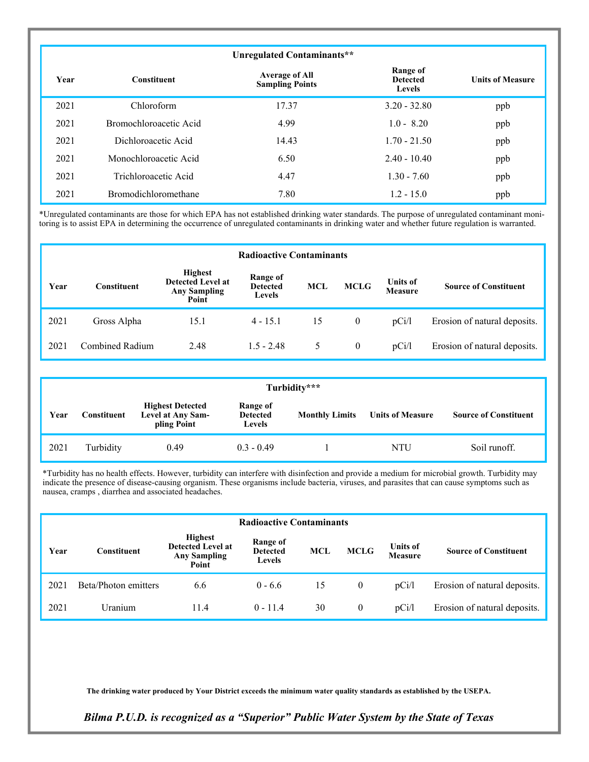| Unregulated Contaminants** | | | | |
|---|---|---|---|---|
| Year | Constituent | Average of All Sampling Points | Range of Detected Levels | Units of Measure |
| 2021 | Chloroform | 17.37 | 3.20 - 32.80 | ppb |
| 2021 | Bromochloroacetic Acid | 4.99 | 1.0 - 8.20 | ppb |
| 2021 | Dichloroacetic Acid | 14.43 | 1.70 - 21.50 | ppb |
| 2021 | Monochloroacetic Acid | 6.50 | 2.40 - 10.40 | ppb |
| 2021 | Trichloroacetic Acid | 4.47 | 1.30 - 7.60 | ppb |
| 2021 | Bromodichloromethane | 7.80 | 1.2 - 15.0 | ppb |

*Unregulated contaminants are those for which EPA has not established drinking water standards. The purpose of unregulated contaminant monitoring is to assist EPA in determining the occurrence of unregulated contaminants in drinking water and whether future regulation is warranted.

| Radioactive Contaminants | | | | | | | |
|---|---|---|---|---|---|---|---|
| Year | Constituent | Highest Detected Level at Any Sampling Point | Range of Detected Levels | MCL | MCLG | Units of Measure | Source of Constituent |
| 2021 | Gross Alpha | 15.1 | 4 - 15.1 | 15 | 0 | pCi/l | Erosion of natural deposits. |
| 2021 | Combined Radium | 2.48 | 1.5 - 2.48 | 5 | 0 | pCi/l | Erosion of natural deposits. |

| Turbidity*** | | | | | | |
|---|---|---|---|---|---|---|
| Year | Constituent | Highest Detected Level at Any Sampling Point | Range of Detected Levels | Monthly Limits | Units of Measure | Source of Constituent |
| 2021 | Turbidity | 0.49 | 0.3 - 0.49 | 1 | NTU | Soil runoff. |

*Turbidity has no health effects. However, turbidity can interfere with disinfection and provide a medium for microbial growth. Turbidity may indicate the presence of disease-causing organism. These organisms include bacteria, viruses, and parasites that can cause symptoms such as nausea, cramps , diarrhea and associated headaches.

| Radioactive Contaminants | | | | | | | |
|---|---|---|---|---|---|---|---|
| Year | Constituent | Highest Detected Level at Any Sampling Point | Range of Detected Levels | MCL | MCLG | Units of Measure | Source of Constituent |
| 2021 | Beta/Photon emitters | 6.6 | 0 - 6.6 | 15 | 0 | pCi/l | Erosion of natural deposits. |
| 2021 | Uranium | 11.4 | 0 - 11.4 | 30 | 0 | pCi/l | Erosion of natural deposits. |

**The drinking water produced by Your District exceeds the minimum water quality standards as established by the USEPA.**

***Bilma P.U.D. is recognized as a "Superior" Public Water System by the State of Texas***